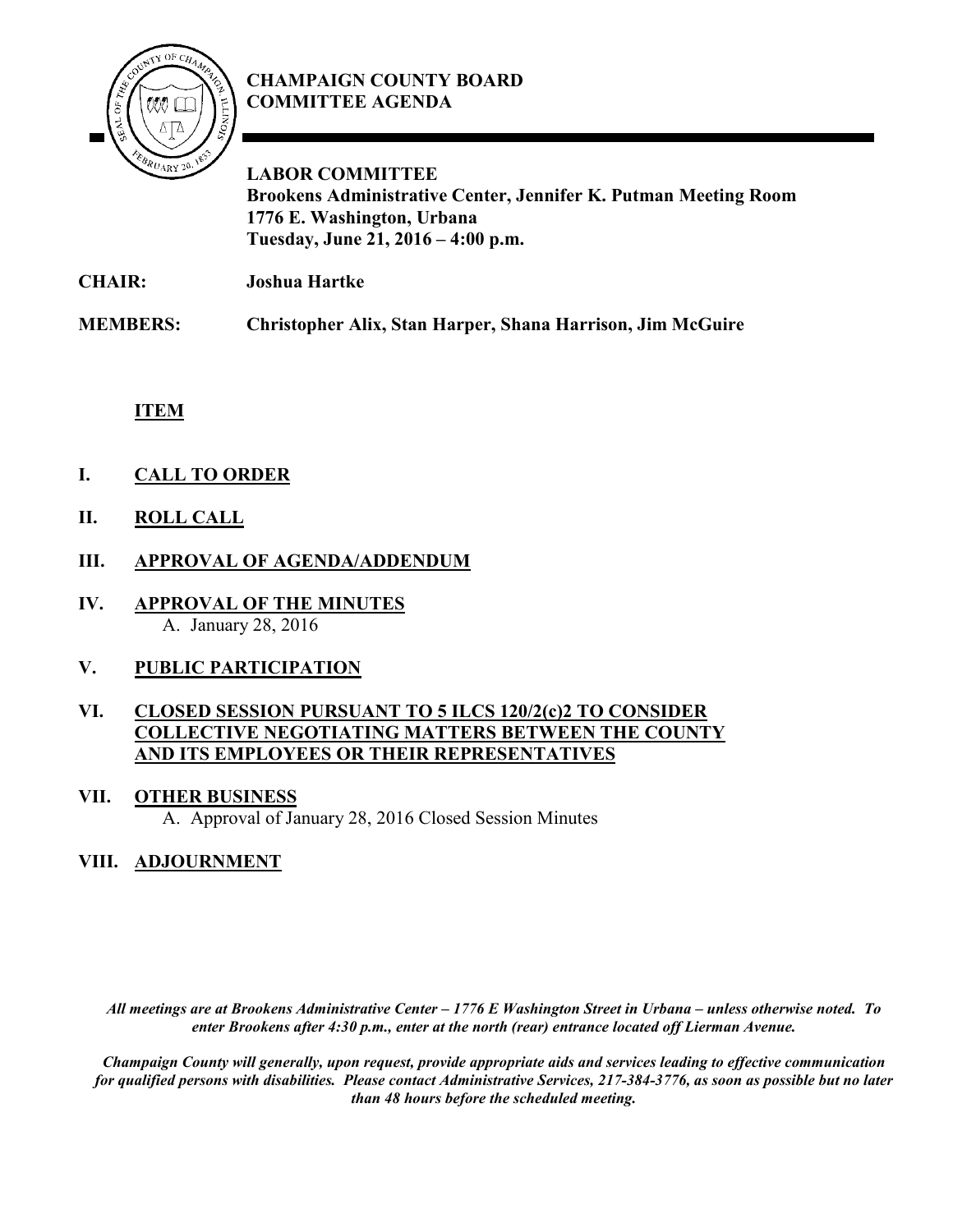# CHAMPAIGN COUNTY BOARD COMMITTEE AGENDA

**LABOR COMMITTEE**
**Brookens Administrative Center, Jennifer K. Putman Meeting Room**
**1776 E. Washington, Urbana**
**Tuesday, June 21, 2016 – 4:00 p.m.**

**CHAIR:** **Joshua Hartke**

**MEMBERS:** **Christopher Alix, Stan Harper, Shana Harrison, Jim McGuire**

**ITEM**

**I. CALL TO ORDER**

**II. ROLL CALL**

**III. APPROVAL OF AGENDA/ADDENDUM**

**IV. APPROVAL OF THE MINUTES**
A. January 28, 2016

**V. PUBLIC PARTICIPATION**

**VI. CLOSED SESSION PURSUANT TO 5 ILCS 120/2(c)2 TO CONSIDER COLLECTIVE NEGOTIATING MATTERS BETWEEN THE COUNTY AND ITS EMPLOYEES OR THEIR REPRESENTATIVES**

**VII. OTHER BUSINESS**
A. Approval of January 28, 2016 Closed Session Minutes

**VIII. ADJOURNMENT**

***All meetings are at Brookens Administrative Center – 1776 E Washington Street in Urbana – unless otherwise noted. To enter Brookens after 4:30 p.m., enter at the north (rear) entrance located off Lierman Avenue.***

***Champaign County will generally, upon request, provide appropriate aids and services leading to effective communication for qualified persons with disabilities. Please contact Administrative Services, 217-384-3776, as soon as possible but no later than 48 hours before the scheduled meeting.***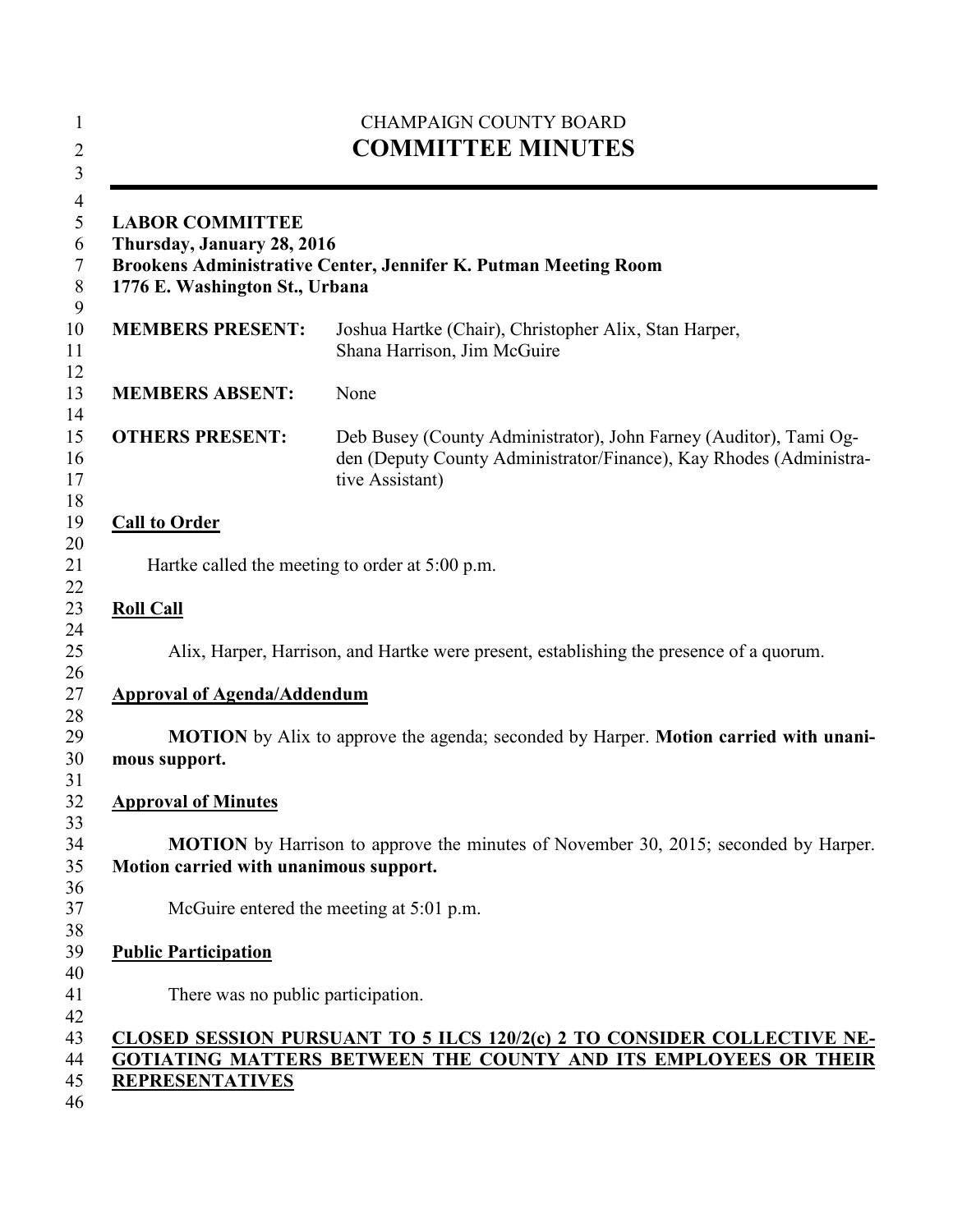CHAMPAIGN COUNTY BOARD

# COMMITTEE MINUTES

---

**LABOR COMMITTEE**
**Thursday, January 28, 2016**
**Brookens Administrative Center, Jennifer K. Putman Meeting Room**
**1776 E. Washington St., Urbana**

| | |
|---|---|
| **MEMBERS PRESENT:** | Joshua Hartke (Chair), Christopher Alix, Stan Harper, Shana Harrison, Jim McGuire |
| **MEMBERS ABSENT:** | None |
| **OTHERS PRESENT:** | Deb Busey (County Administrator), John Farney (Auditor), Tami Ogden (Deputy County Administrator/Finance), Kay Rhodes (Administrative Assistant) |

**Call to Order**

Hartke called the meeting to order at 5:00 p.m.

**Roll Call**

Alix, Harper, Harrison, and Hartke were present, establishing the presence of a quorum.

**Approval of Agenda/Addendum**

**MOTION** by Alix to approve the agenda; seconded by Harper. **Motion carried with unanimous support.**

**Approval of Minutes**

**MOTION** by Harrison to approve the minutes of November 30, 2015; seconded by Harper. **Motion carried with unanimous support.**

McGuire entered the meeting at 5:01 p.m.

**Public Participation**

There was no public participation.

**CLOSED SESSION PURSUANT TO 5 ILCS 120/2(c) 2 TO CONSIDER COLLECTIVE NEGOTIATING MATTERS BETWEEN THE COUNTY AND ITS EMPLOYEES OR THEIR REPRESENTATIVES**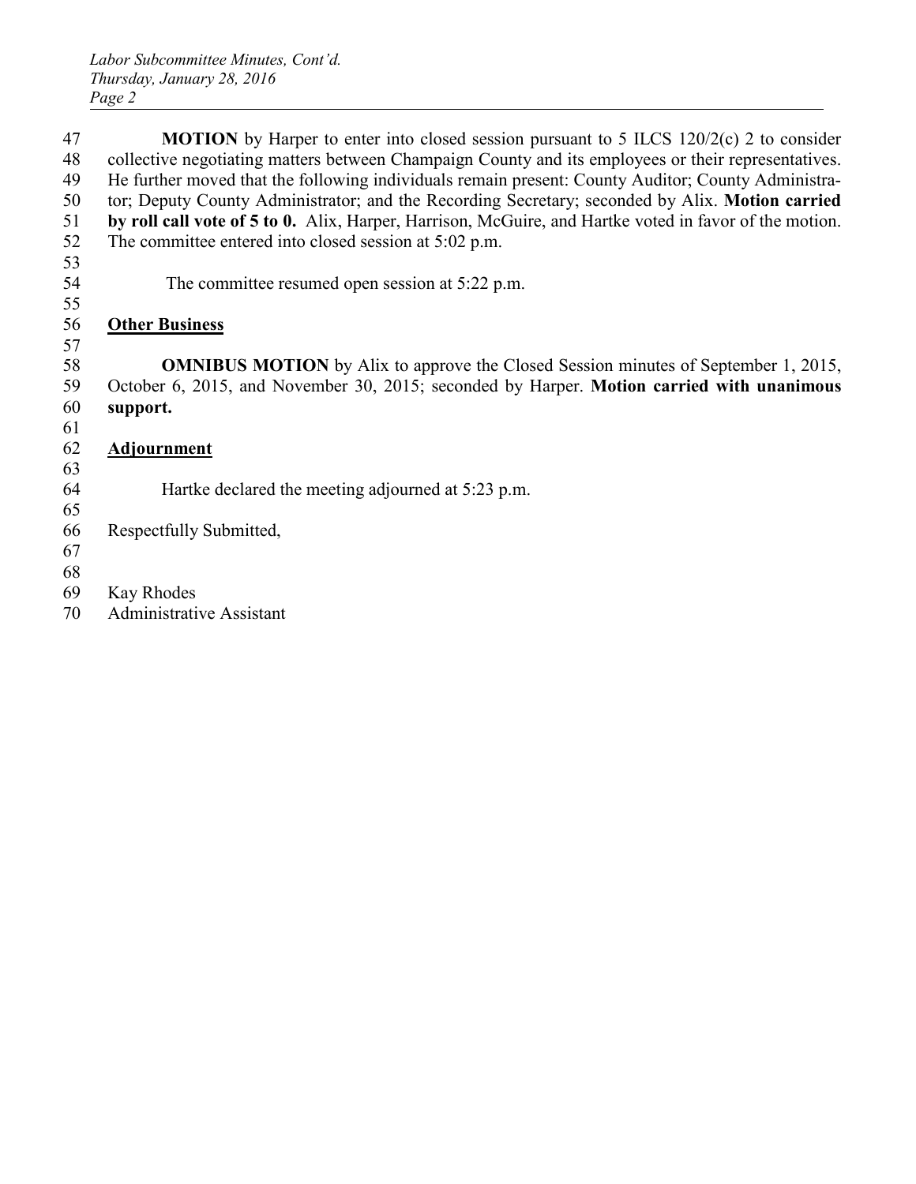**MOTION** by Harper to enter into closed session pursuant to 5 ILCS 120/2(c) 2 to consider collective negotiating matters between Champaign County and its employees or their representatives. He further moved that the following individuals remain present: County Auditor; County Administrator; Deputy County Administrator; and the Recording Secretary; seconded by Alix. **Motion carried by roll call vote of 5 to 0.** Alix, Harper, Harrison, McGuire, and Hartke voted in favor of the motion. The committee entered into closed session at 5:02 p.m.

The committee resumed open session at 5:22 p.m.

**Other Business**

**OMNIBUS MOTION** by Alix to approve the Closed Session minutes of September 1, 2015, October 6, 2015, and November 30, 2015; seconded by Harper. **Motion carried with unanimous support.**

**Adjournment**

Hartke declared the meeting adjourned at 5:23 p.m.

Respectfully Submitted,

Kay Rhodes
Administrative Assistant